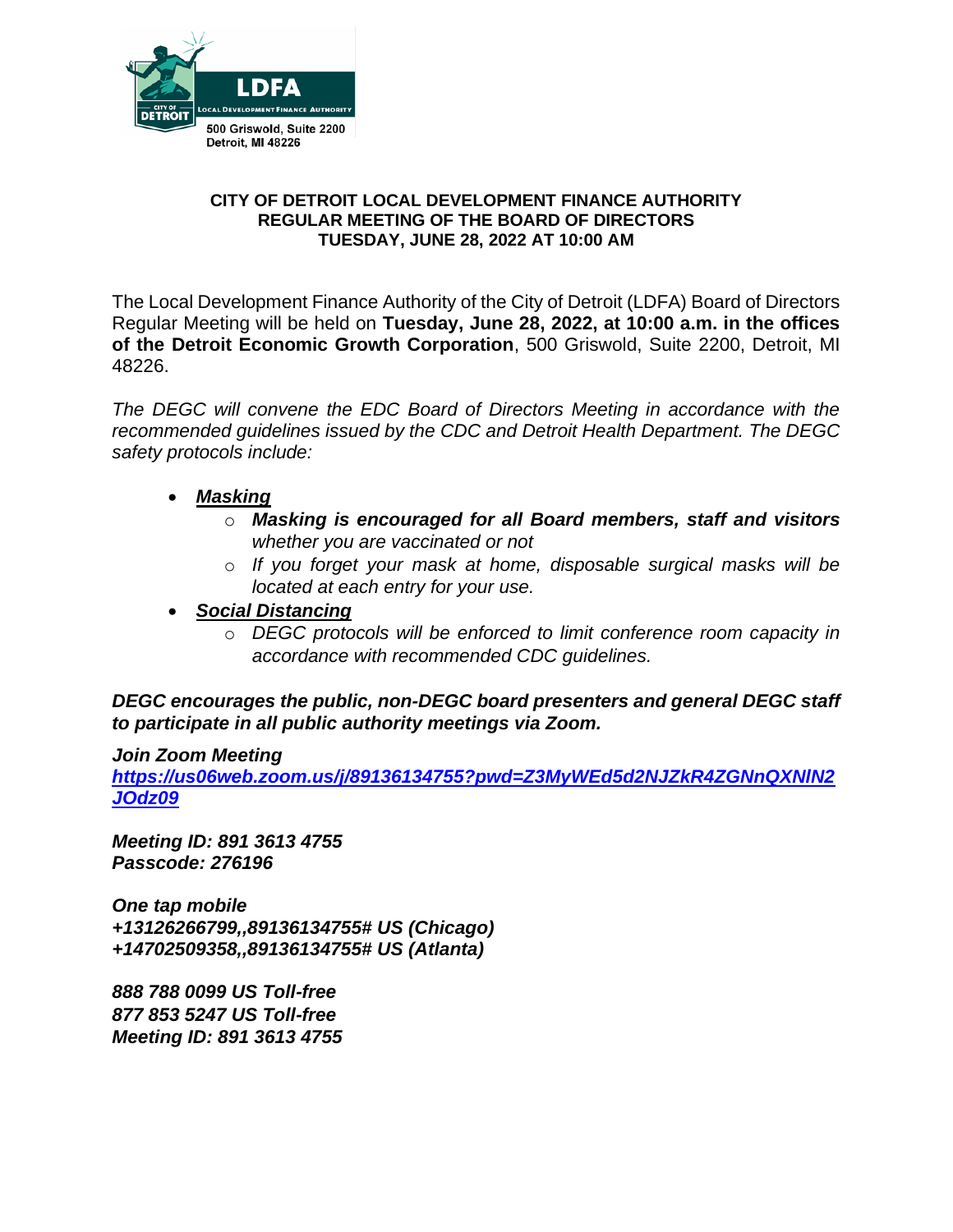LDFA

LOCAL DEVELOPMENT FINANCE AUTHORITY

CITY OF DETROIT

500 Griswold, Suite 2200
Detroit, MI 48226

**CITY OF DETROIT LOCAL DEVELOPMENT FINANCE AUTHORITY**
**REGULAR MEETING OF THE BOARD OF DIRECTORS**
**TUESDAY, JUNE 28, 2022 AT 10:00 AM**

The Local Development Finance Authority of the City of Detroit (LDFA) Board of Directors Regular Meeting will be held on **Tuesday, June 28, 2022, at 10:00 a.m. in the offices of the Detroit Economic Growth Corporation**, 500 Griswold, Suite 2200, Detroit, MI 48226.

*The DEGC will convene the EDC Board of Directors Meeting in accordance with the recommended guidelines issued by the CDC and Detroit Health Department. The DEGC safety protocols include:*

- ***Masking***
  - ***Masking is encouraged for all Board members, staff and visitors*** *whether you are vaccinated or not*
  - *If you forget your mask at home, disposable surgical masks will be located at each entry for your use.*
- ***Social Distancing***
  - *DEGC protocols will be enforced to limit conference room capacity in accordance with recommended CDC guidelines.*

***DEGC encourages the public, non-DEGC board presenters and general DEGC staff to participate in all public authority meetings via Zoom.***

***Join Zoom Meeting***
***https://us06web.zoom.us/j/89136134755?pwd=Z3MyWEd5d2NJZkR4ZGNnQXNlN2JOdz09***

***Meeting ID: 891 3613 4755***
***Passcode: 276196***

***One tap mobile***
***+13126266799,,89136134755# US (Chicago)***
***+14702509358,,89136134755# US (Atlanta)***

***888 788 0099 US Toll-free***
***877 853 5247 US Toll-free***
***Meeting ID: 891 3613 4755***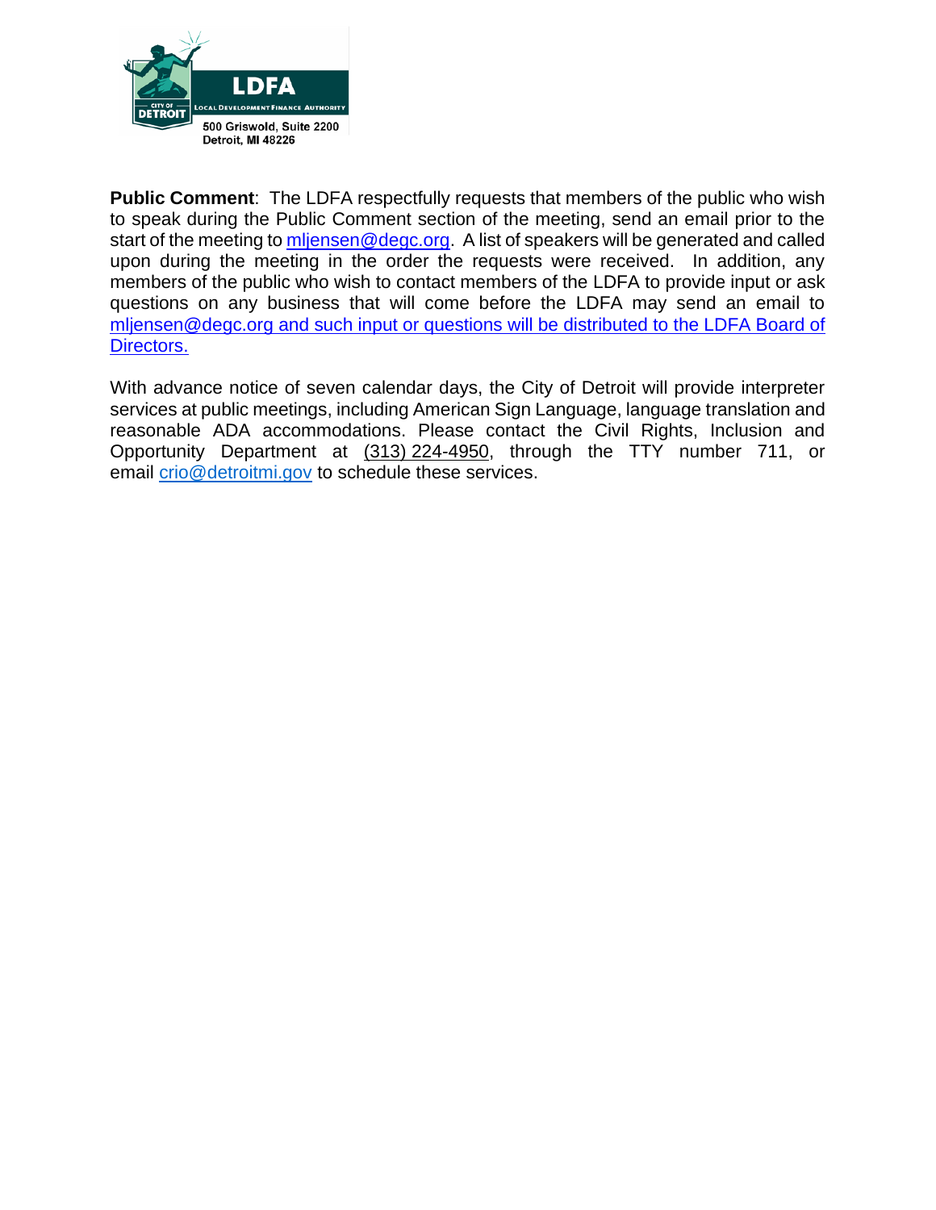LDFA

LOCAL DEVELOPMENT FINANCE AUTHORITY

500 Griswold, Suite 2200
Detroit, MI 48226

**Public Comment**: The LDFA respectfully requests that members of the public who wish to speak during the Public Comment section of the meeting, send an email prior to the start of the meeting to mljensen@degc.org. A list of speakers will be generated and called upon during the meeting in the order the requests were received. In addition, any members of the public who wish to contact members of the LDFA to provide input or ask questions on any business that will come before the LDFA may send an email to mljensen@degc.org and such input or questions will be distributed to the LDFA Board of Directors.

With advance notice of seven calendar days, the City of Detroit will provide interpreter services at public meetings, including American Sign Language, language translation and reasonable ADA accommodations. Please contact the Civil Rights, Inclusion and Opportunity Department at (313) 224-4950, through the TTY number 711, or email crio@detroitmi.gov to schedule these services.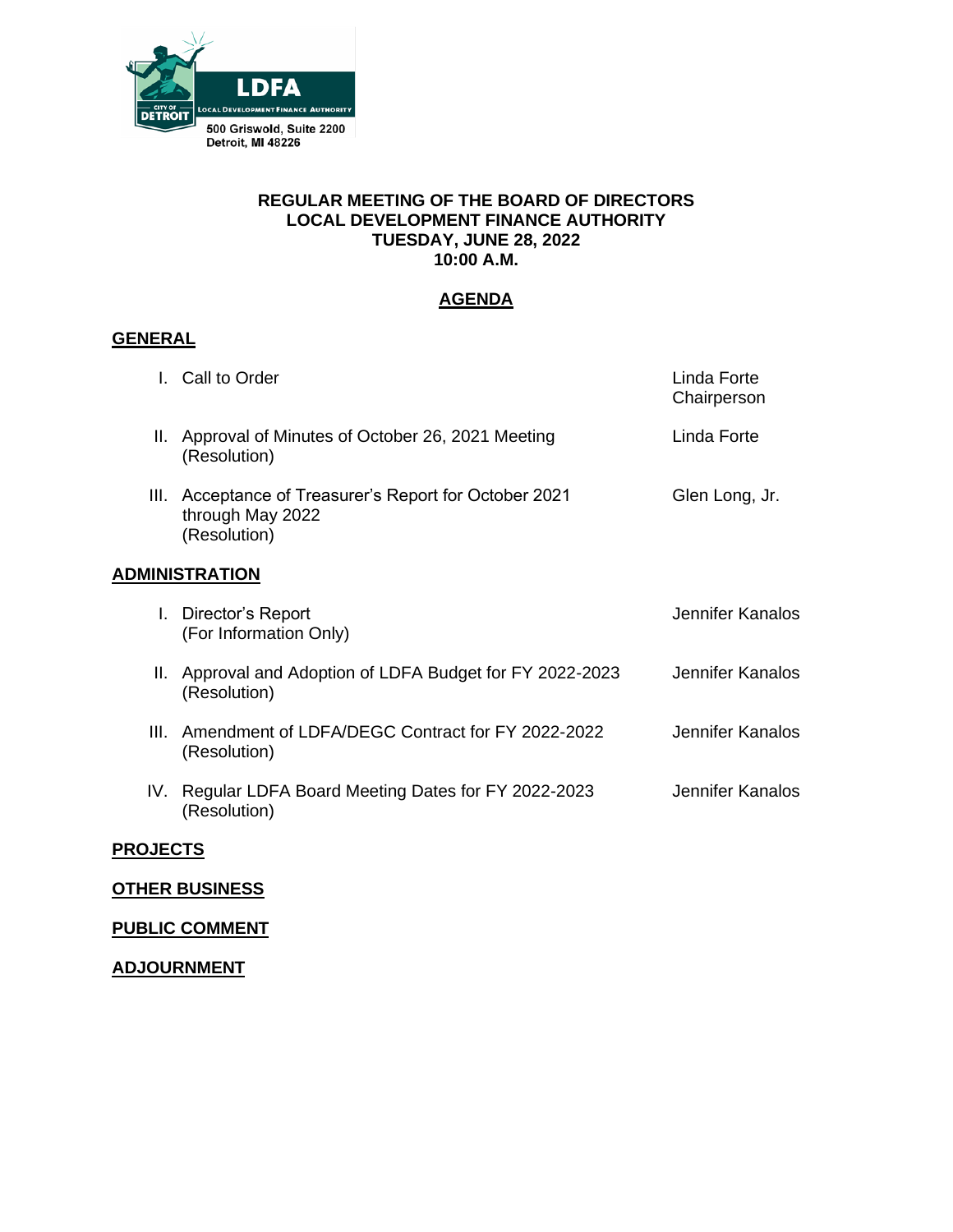LDFA

LOCAL DEVELOPMENT FINANCE AUTHORITY

CITY OF DETROIT

500 Griswold, Suite 2200
Detroit, MI 48226

**REGULAR MEETING OF THE BOARD OF DIRECTORS**
**LOCAL DEVELOPMENT FINANCE AUTHORITY**
**TUESDAY, JUNE 28, 2022**
**10:00 A.M.**

## AGENDA

### GENERAL

| | | |
|---|---|---|
| I. | Call to Order | Linda Forte<br>Chairperson |
| II. | Approval of Minutes of October 26, 2021 Meeting<br>(Resolution) | Linda Forte |
| III. | Acceptance of Treasurer's Report for October 2021 through May 2022<br>(Resolution) | Glen Long, Jr. |

### ADMINISTRATION

| | | |
|---|---|---|
| I. | Director's Report<br>(For Information Only) | Jennifer Kanalos |
| II. | Approval and Adoption of LDFA Budget for FY 2022-2023<br>(Resolution) | Jennifer Kanalos |
| III. | Amendment of LDFA/DEGC Contract for FY 2022-2022<br>(Resolution) | Jennifer Kanalos |
| IV. | Regular LDFA Board Meeting Dates for FY 2022-2023<br>(Resolution) | Jennifer Kanalos |

### PROJECTS

### OTHER BUSINESS

### PUBLIC COMMENT

### ADJOURNMENT